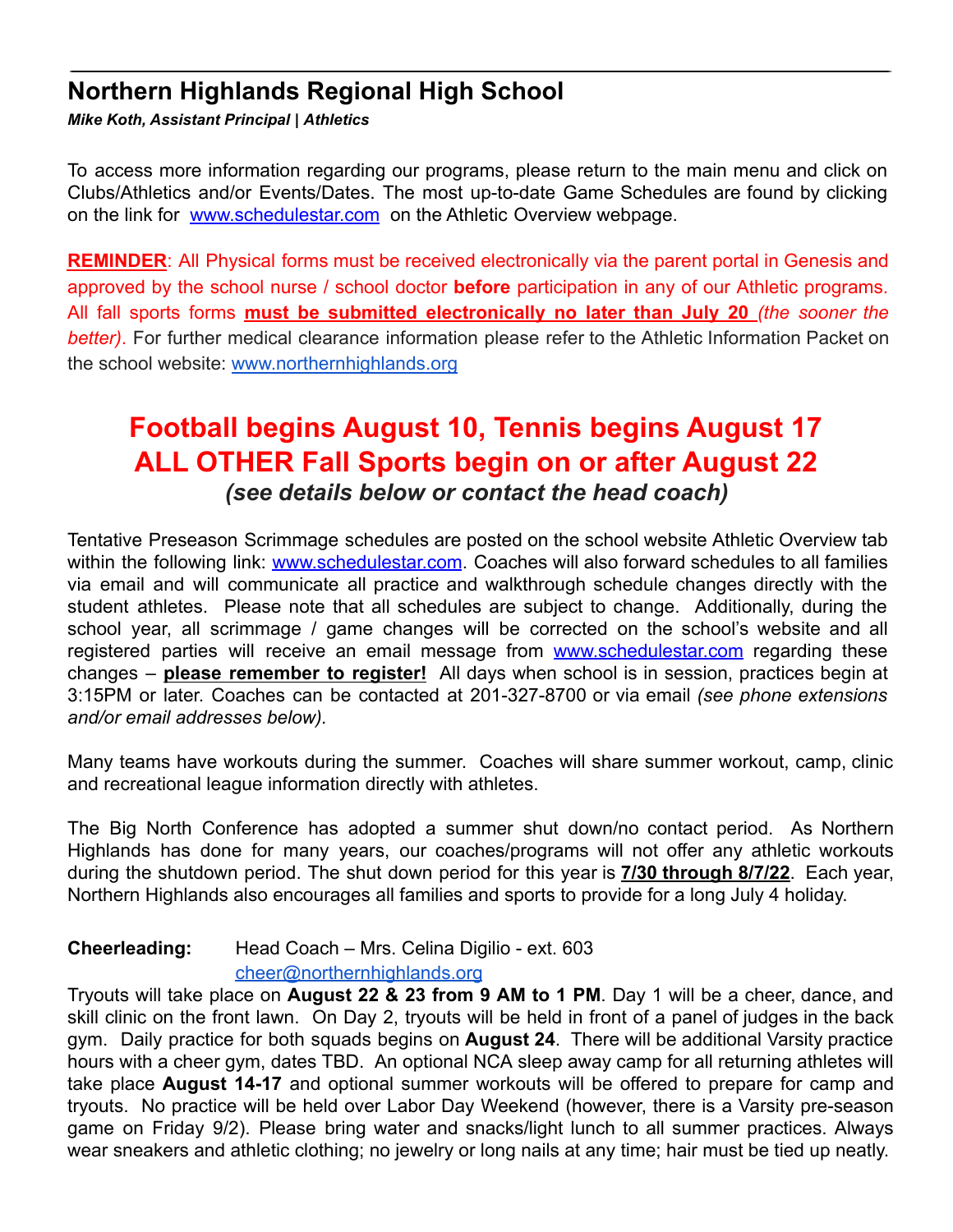# Northern Highlands Regional High School

***Mike Koth, Assistant Principal | Athletics***

To access more information regarding our programs, please return to the main menu and click on Clubs/Athletics and/or Events/Dates. The most up-to-date Game Schedules are found by clicking on the link for [www.schedulestar.com](www.schedulestar.com) on the Athletic Overview webpage.

**REMINDER**: All Physical forms must be received electronically via the parent portal in Genesis and approved by the school nurse / school doctor **before** participation in any of our Athletic programs. All fall sports forms **must be submitted electronically no later than July 20** *(the sooner the better)*. For further medical clearance information please refer to the Athletic Information Packet on the school website: [www.northernhighlands.org](www.northernhighlands.org)

## Football begins August 10, Tennis begins August 17
## ALL OTHER Fall Sports begin on or after August 22
### *(see details below or contact the head coach)*

Tentative Preseason Scrimmage schedules are posted on the school website Athletic Overview tab within the following link: [www.schedulestar.com](www.schedulestar.com). Coaches will also forward schedules to all families via email and will communicate all practice and walkthrough schedule changes directly with the student athletes. Please note that all schedules are subject to change. Additionally, during the school year, all scrimmage / game changes will be corrected on the school's website and all registered parties will receive an email message from [www.schedulestar.com](www.schedulestar.com) regarding these changes – **please remember to register!** All days when school is in session, practices begin at 3:15PM or later. Coaches can be contacted at 201-327-8700 or via email *(see phone extensions and/or email addresses below).*

Many teams have workouts during the summer. Coaches will share summer workout, camp, clinic and recreational league information directly with athletes.

The Big North Conference has adopted a summer shut down/no contact period. As Northern Highlands has done for many years, our coaches/programs will not offer any athletic workouts during the shutdown period. The shut down period for this year is **7/30 through 8/7/22**. Each year, Northern Highlands also encourages all families and sports to provide for a long July 4 holiday.

**Cheerleading:** Head Coach – Mrs. Celina Digilio - ext. 603
[cheer@northernhighlands.org](mailto:cheer@northernhighlands.org)

Tryouts will take place on **August 22 & 23 from 9 AM to 1 PM**. Day 1 will be a cheer, dance, and skill clinic on the front lawn. On Day 2, tryouts will be held in front of a panel of judges in the back gym. Daily practice for both squads begins on **August 24**. There will be additional Varsity practice hours with a cheer gym, dates TBD. An optional NCA sleep away camp for all returning athletes will take place **August 14-17** and optional summer workouts will be offered to prepare for camp and tryouts. No practice will be held over Labor Day Weekend (however, there is a Varsity pre-season game on Friday 9/2). Please bring water and snacks/light lunch to all summer practices. Always wear sneakers and athletic clothing; no jewelry or long nails at any time; hair must be tied up neatly.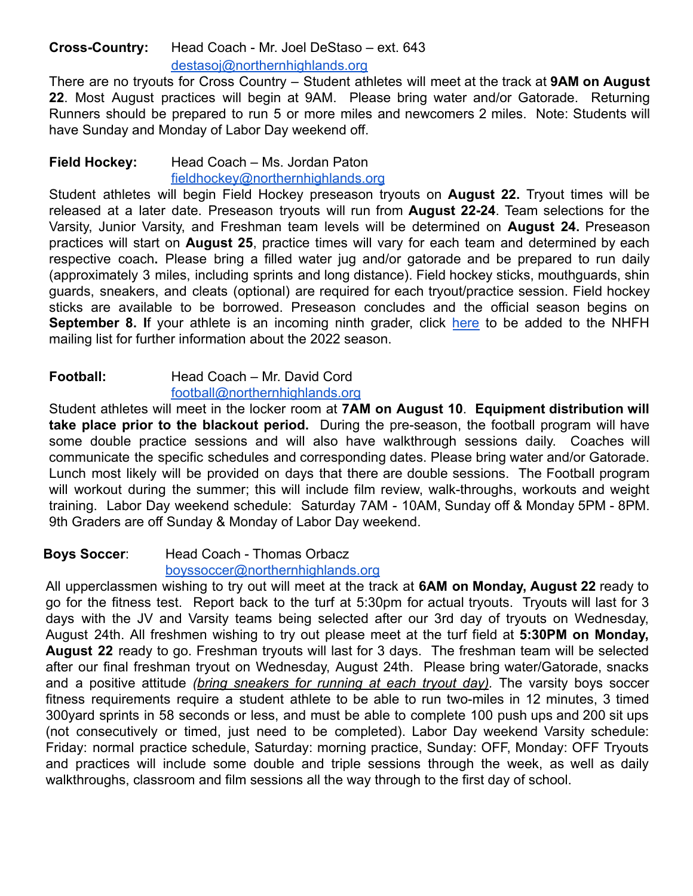**Cross-Country:** Head Coach - Mr. Joel DeStaso – ext. 643
destasoj@northernhighlands.org

There are no tryouts for Cross Country – Student athletes will meet at the track at **9AM on August 22**. Most August practices will begin at 9AM. Please bring water and/or Gatorade. Returning Runners should be prepared to run 5 or more miles and newcomers 2 miles. Note: Students will have Sunday and Monday of Labor Day weekend off.

**Field Hockey:** Head Coach – Ms. Jordan Paton
fieldhockey@northernhighlands.org

Student athletes will begin Field Hockey preseason tryouts on **August 22.** Tryout times will be released at a later date. Preseason tryouts will run from **August 22-24**. Team selections for the Varsity, Junior Varsity, and Freshman team levels will be determined on **August 24.** Preseason practices will start on **August 25**, practice times will vary for each team and determined by each respective coach**.** Please bring a filled water jug and/or gatorade and be prepared to run daily (approximately 3 miles, including sprints and long distance). Field hockey sticks, mouthguards, shin guards, sneakers, and cleats (optional) are required for each tryout/practice session. Field hockey sticks are available to be borrowed. Preseason concludes and the official season begins on **September 8. I**f your athlete is an incoming ninth grader, click here to be added to the NHFH mailing list for further information about the 2022 season.

**Football:** Head Coach – Mr. David Cord
football@northernhighlands.org

Student athletes will meet in the locker room at **7AM on August 10**. **Equipment distribution will take place prior to the blackout period.** During the pre-season, the football program will have some double practice sessions and will also have walkthrough sessions daily. Coaches will communicate the specific schedules and corresponding dates. Please bring water and/or Gatorade. Lunch most likely will be provided on days that there are double sessions. The Football program will workout during the summer; this will include film review, walk-throughs, workouts and weight training. Labor Day weekend schedule: Saturday 7AM - 10AM, Sunday off & Monday 5PM - 8PM. 9th Graders are off Sunday & Monday of Labor Day weekend.

**Boys Soccer**: Head Coach - Thomas Orbacz
boyssoccer@northernhighlands.org

All upperclassmen wishing to try out will meet at the track at **6AM on Monday, August 22** ready to go for the fitness test. Report back to the turf at 5:30pm for actual tryouts. Tryouts will last for 3 days with the JV and Varsity teams being selected after our 3rd day of tryouts on Wednesday, August 24th. All freshmen wishing to try out please meet at the turf field at **5:30PM on Monday, August 22** ready to go. Freshman tryouts will last for 3 days. The freshman team will be selected after our final freshman tryout on Wednesday, August 24th. Please bring water/Gatorade, snacks and a positive attitude *(bring sneakers for running at each tryout day)*. The varsity boys soccer fitness requirements require a student athlete to be able to run two-miles in 12 minutes, 3 timed 300yard sprints in 58 seconds or less, and must be able to complete 100 push ups and 200 sit ups (not consecutively or timed, just need to be completed). Labor Day weekend Varsity schedule: Friday: normal practice schedule, Saturday: morning practice, Sunday: OFF, Monday: OFF Tryouts and practices will include some double and triple sessions through the week, as well as daily walkthroughs, classroom and film sessions all the way through to the first day of school.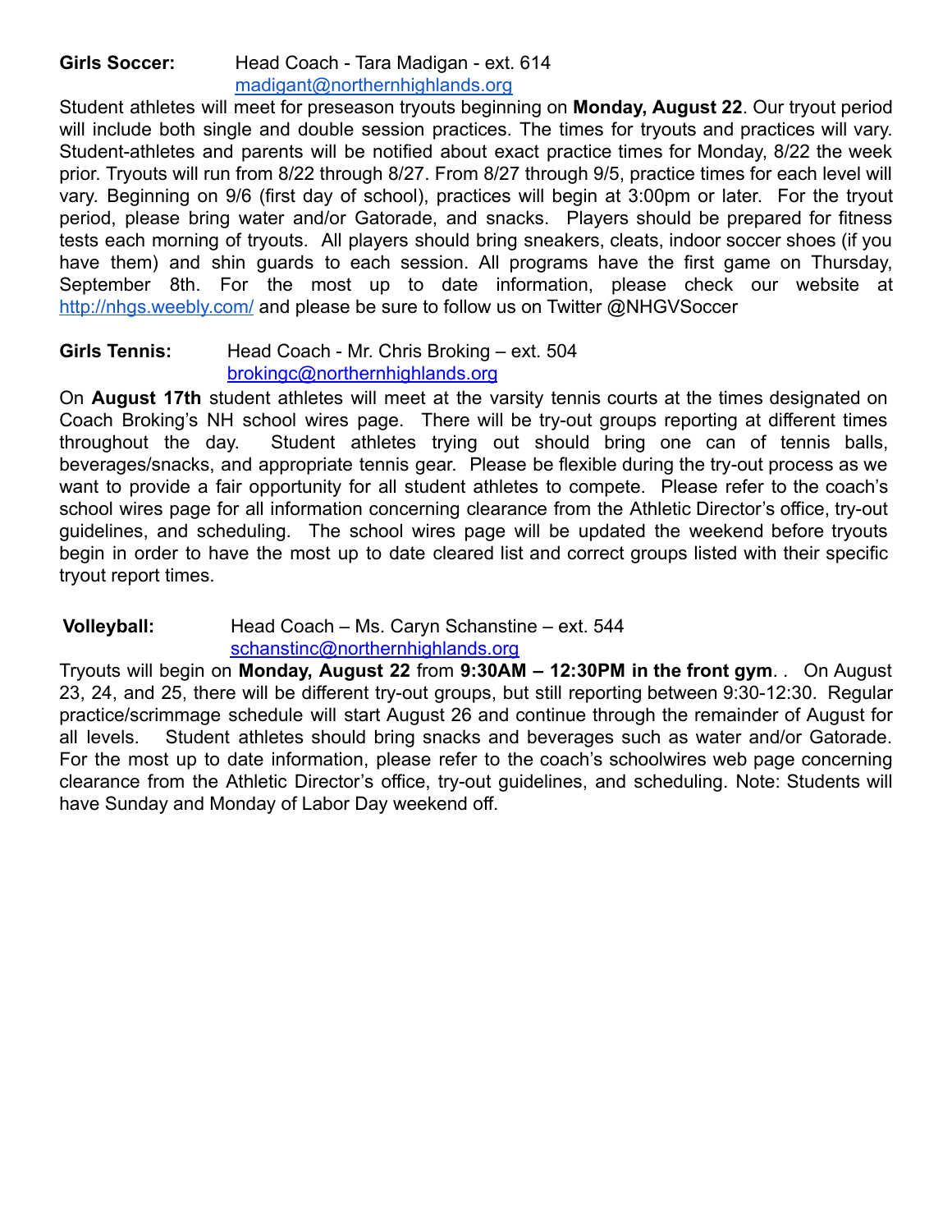**Girls Soccer:** Head Coach - Tara Madigan - ext. 614
madigant@northernhighlands.org

Student athletes will meet for preseason tryouts beginning on **Monday, August 22**. Our tryout period will include both single and double session practices. The times for tryouts and practices will vary. Student-athletes and parents will be notified about exact practice times for Monday, 8/22 the week prior. Tryouts will run from 8/22 through 8/27. From 8/27 through 9/5, practice times for each level will vary. Beginning on 9/6 (first day of school), practices will begin at 3:00pm or later. For the tryout period, please bring water and/or Gatorade, and snacks. Players should be prepared for fitness tests each morning of tryouts. All players should bring sneakers, cleats, indoor soccer shoes (if you have them) and shin guards to each session. All programs have the first game on Thursday, September 8th. For the most up to date information, please check our website at http://nhgs.weebly.com/ and please be sure to follow us on Twitter @NHGVSoccer

**Girls Tennis:** Head Coach - Mr. Chris Broking – ext. 504
brokingc@northernhighlands.org

On **August 17th** student athletes will meet at the varsity tennis courts at the times designated on Coach Broking's NH school wires page. There will be try-out groups reporting at different times throughout the day. Student athletes trying out should bring one can of tennis balls, beverages/snacks, and appropriate tennis gear. Please be flexible during the try-out process as we want to provide a fair opportunity for all student athletes to compete. Please refer to the coach's school wires page for all information concerning clearance from the Athletic Director's office, try-out guidelines, and scheduling. The school wires page will be updated the weekend before tryouts begin in order to have the most up to date cleared list and correct groups listed with their specific tryout report times.

**Volleyball:** Head Coach – Ms. Caryn Schanstine – ext. 544
schanstinc@northernhighlands.org

Tryouts will begin on **Monday, August 22** from **9:30AM – 12:30PM in the front gym**. . On August 23, 24, and 25, there will be different try-out groups, but still reporting between 9:30-12:30. Regular practice/scrimmage schedule will start August 26 and continue through the remainder of August for all levels. Student athletes should bring snacks and beverages such as water and/or Gatorade. For the most up to date information, please refer to the coach's schoolwires web page concerning clearance from the Athletic Director's office, try-out guidelines, and scheduling. Note: Students will have Sunday and Monday of Labor Day weekend off.